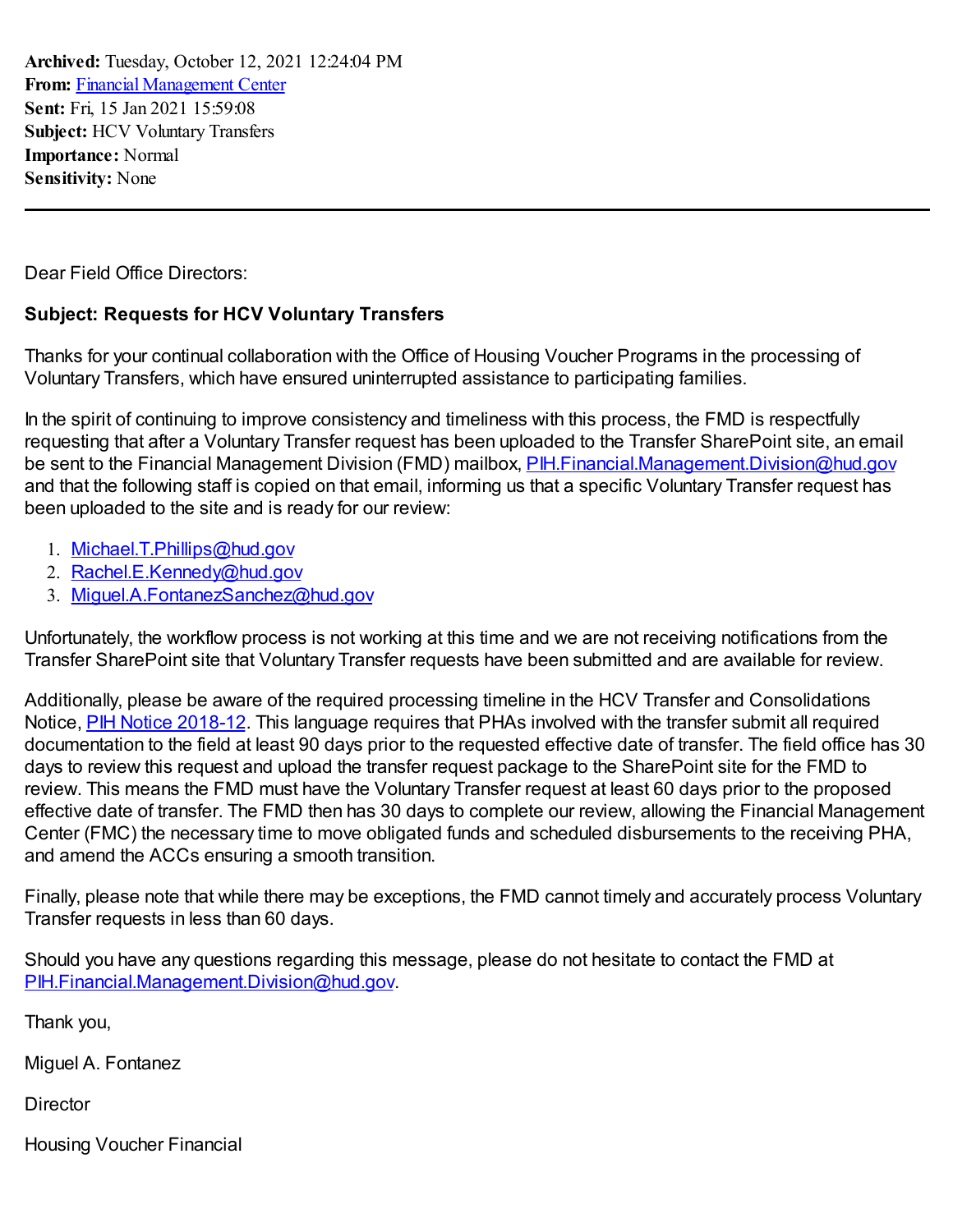**Archived:** Tuesday, October 12, 2021 12:24:04 PM
**From:** Financial Management Center
**Sent:** Fri, 15 Jan 2021 15:59:08
**Subject:** HCV Voluntary Transfers
**Importance:** Normal
**Sensitivity:** None

---

Dear Field Office Directors:

**Subject: Requests for HCV Voluntary Transfers**

Thanks for your continual collaboration with the Office of Housing Voucher Programs in the processing of Voluntary Transfers, which have ensured uninterrupted assistance to participating families.

In the spirit of continuing to improve consistency and timeliness with this process, the FMD is respectfully requesting that after a Voluntary Transfer request has been uploaded to the Transfer SharePoint site, an email be sent to the Financial Management Division (FMD) mailbox, PIH.Financial.Management.Division@hud.gov and that the following staff is copied on that email, informing us that a specific Voluntary Transfer request has been uploaded to the site and is ready for our review:

1. Michael.T.Phillips@hud.gov
2. Rachel.E.Kennedy@hud.gov
3. Miguel.A.FontanezSanchez@hud.gov

Unfortunately, the workflow process is not working at this time and we are not receiving notifications from the Transfer SharePoint site that Voluntary Transfer requests have been submitted and are available for review.

Additionally, please be aware of the required processing timeline in the HCV Transfer and Consolidations Notice, PIH Notice 2018-12. This language requires that PHAs involved with the transfer submit all required documentation to the field at least 90 days prior to the requested effective date of transfer. The field office has 30 days to review this request and upload the transfer request package to the SharePoint site for the FMD to review. This means the FMD must have the Voluntary Transfer request at least 60 days prior to the proposed effective date of transfer. The FMD then has 30 days to complete our review, allowing the Financial Management Center (FMC) the necessary time to move obligated funds and scheduled disbursements to the receiving PHA, and amend the ACCs ensuring a smooth transition.

Finally, please note that while there may be exceptions, the FMD cannot timely and accurately process Voluntary Transfer requests in less than 60 days.

Should you have any questions regarding this message, please do not hesitate to contact the FMD at PIH.Financial.Management.Division@hud.gov.

Thank you,

Miguel A. Fontanez

Director

Housing Voucher Financial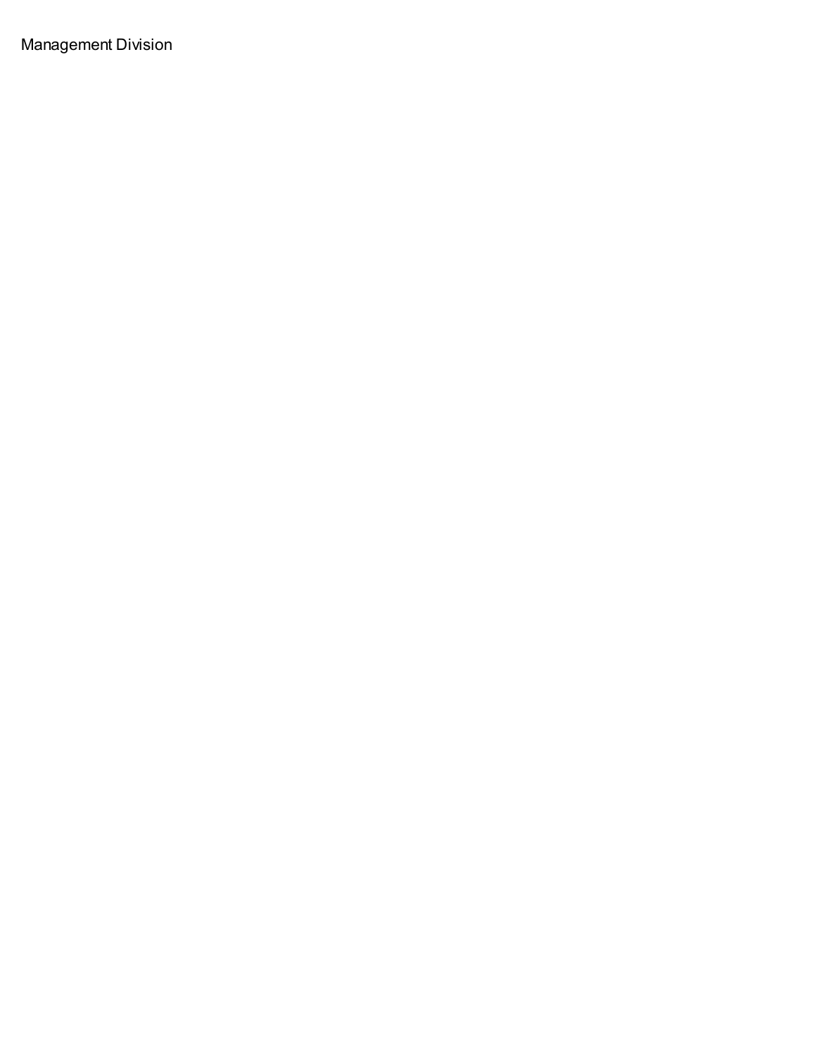Management Division